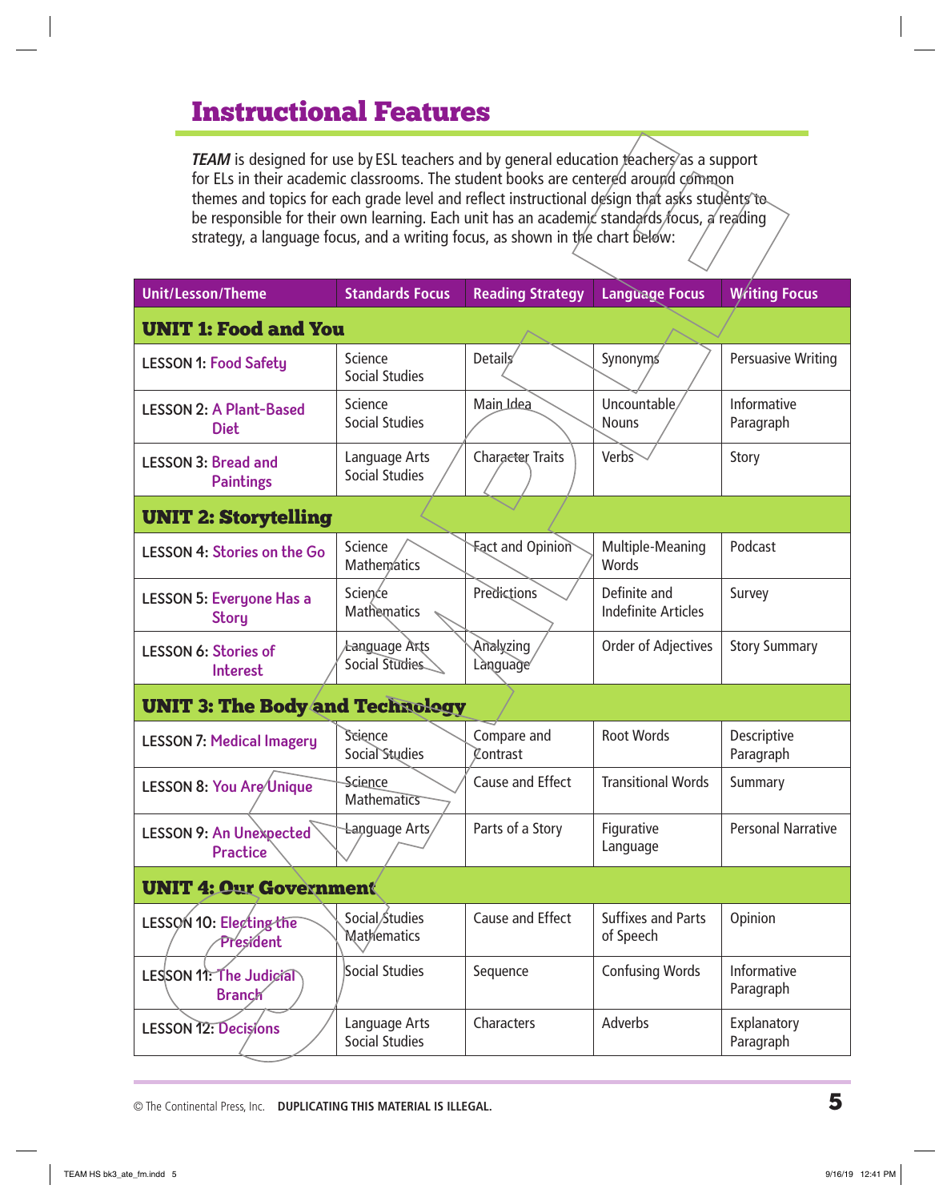## Instructional Features

*TEAM* is designed for use by ESL teachers and by general education teachers as a support for ELs in their academic classrooms. The student books are centered around common themes and topics for each grade level and reflect instructional design that asks students to be responsible for their own learning. Each unit has an academic standards focus, a reading strategy, a language focus, and a writing focus, as shown in the chart below:

| Unit/Lesson/Theme | Standards Focus | Reading Strategy | Language Focus | Writing Focus |
|---|---|---|---|---|
| **UNIT 1: Food and You** | | | | |
| LESSON 1: Food Safety | Science<br>Social Studies | Details | Synonyms | Persuasive Writing |
| LESSON 2: A Plant-Based Diet | Science<br>Social Studies | Main Idea | Uncountable Nouns | Informative Paragraph |
| LESSON 3: Bread and Paintings | Language Arts<br>Social Studies | Character Traits | Verbs | Story |
| **UNIT 2: Storytelling** | | | | |
| LESSON 4: Stories on the Go | Science<br>Mathematics | Fact and Opinion | Multiple-Meaning Words | Podcast |
| LESSON 5: Everyone Has a Story | Science<br>Mathematics | Predictions | Definite and Indefinite Articles | Survey |
| LESSON 6: Stories of Interest | Language Arts<br>Social Studies | Analyzing Language | Order of Adjectives | Story Summary |
| **UNIT 3: The Body and Technology** | | | | |
| LESSON 7: Medical Imagery | Science<br>Social Studies | Compare and Contrast | Root Words | Descriptive Paragraph |
| LESSON 8: You Are Unique | Science<br>Mathematics | Cause and Effect | Transitional Words | Summary |
| LESSON 9: An Unexpected Practice | Language Arts | Parts of a Story | Figurative Language | Personal Narrative |
| **UNIT 4: Our Government** | | | | |
| LESSON 10: Electing the President | Social Studies<br>Mathematics | Cause and Effect | Suffixes and Parts of Speech | Opinion |
| LESSON 11: The Judicial Branch | Social Studies | Sequence | Confusing Words | Informative Paragraph |
| LESSON 12: Decisions | Language Arts<br>Social Studies | Characters | Adverbs | Explanatory Paragraph |

© The Continental Press, Inc. **DUPLICATING THIS MATERIAL IS ILLEGAL.**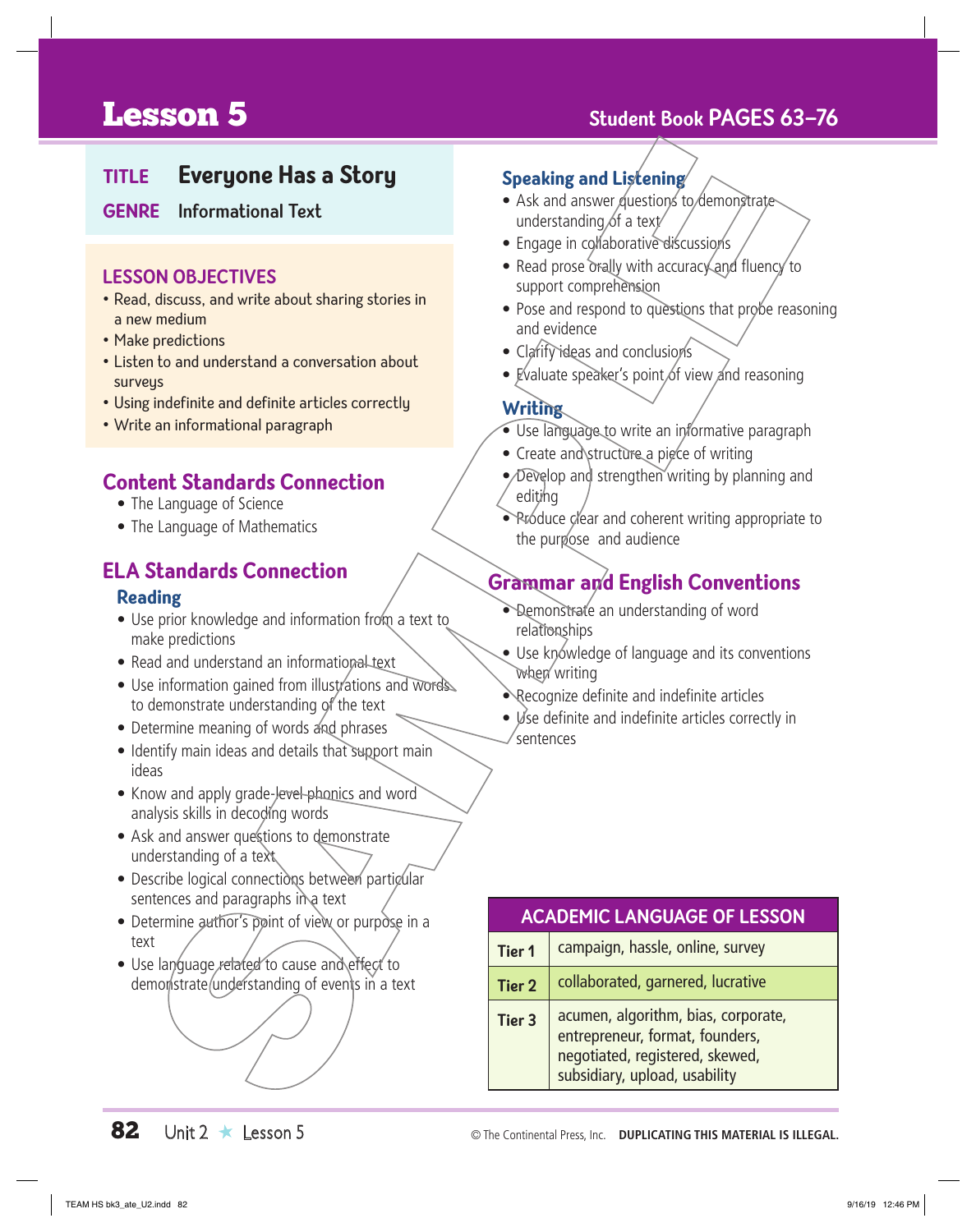# Lesson 5

Student Book PAGES 63–76

**TITLE** Everyone Has a Story

**GENRE** Informational Text

### LESSON OBJECTIVES

- Read, discuss, and write about sharing stories in a new medium
- Make predictions
- Listen to and understand a conversation about surveys
- Using indefinite and definite articles correctly
- Write an informational paragraph

## Content Standards Connection

- The Language of Science
- The Language of Mathematics

## ELA Standards Connection

### Reading

- Use prior knowledge and information from a text to make predictions
- Read and understand an informational text
- Use information gained from illustrations and words to demonstrate understanding of the text
- Determine meaning of words and phrases
- Identify main ideas and details that support main ideas
- Know and apply grade-level phonics and word analysis skills in decoding words
- Ask and answer questions to demonstrate understanding of a text
- Describe logical connections between particular sentences and paragraphs in a text
- Determine author's point of view or purpose in a text
- Use language related to cause and effect to demonstrate understanding of events in a text

### Speaking and Listening

- Ask and answer questions to demonstrate understanding of a text
- Engage in collaborative discussions
- Read prose orally with accuracy and fluency to support comprehension
- Pose and respond to questions that probe reasoning and evidence
- Clarify ideas and conclusions
- Evaluate speaker's point of view and reasoning

### Writing

- Use language to write an informative paragraph
- Create and structure a piece of writing
- Develop and strengthen writing by planning and editing
- Produce clear and coherent writing appropriate to the purpose and audience

## Grammar and English Conventions

- Demonstrate an understanding of word relationships
- Use knowledge of language and its conventions when writing
- Recognize definite and indefinite articles
- Use definite and indefinite articles correctly in sentences

| ACADEMIC LANGUAGE OF LESSON | |
|---|---|
| Tier 1 | campaign, hassle, online, survey |
| Tier 2 | collaborated, garnered, lucrative |
| Tier 3 | acumen, algorithm, bias, corporate, entrepreneur, format, founders, negotiated, registered, skewed, subsidiary, upload, usability |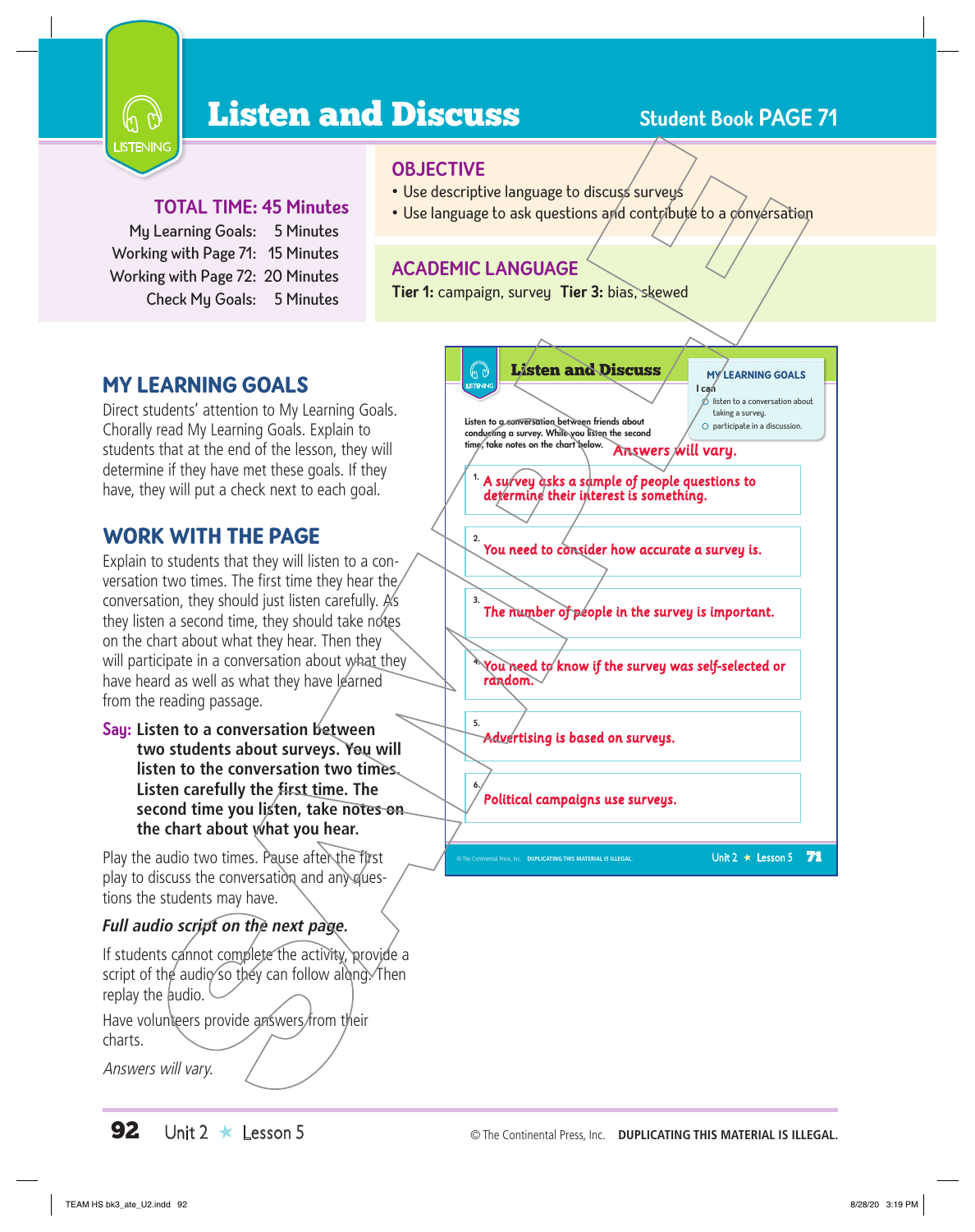# Listen and Discuss

**Student Book PAGE 71**

LISTENING

### TOTAL TIME: 45 Minutes

My Learning Goals: 5 Minutes
Working with Page 71: 15 Minutes
Working with Page 72: 20 Minutes
Check My Goals: 5 Minutes

### OBJECTIVE

- Use descriptive language to discuss surveys
- Use language to ask questions and contribute to a conversation

### ACADEMIC LANGUAGE

**Tier 1:** campaign, survey **Tier 3:** bias, skewed

## MY LEARNING GOALS

Direct students' attention to My Learning Goals. Chorally read My Learning Goals. Explain to students that at the end of the lesson, they will determine if they have met these goals. If they have, they will put a check next to each goal.

## WORK WITH THE PAGE

Explain to students that they will listen to a conversation two times. The first time they hear the conversation, they should just listen carefully. As they listen a second time, they should take notes on the chart about what they hear. Then they will participate in a conversation about what they have heard as well as what they have learned from the reading passage.

**Say: Listen to a conversation between two students about surveys. You will listen to the conversation two times. Listen carefully the first time. The second time you listen, take notes on the chart about what you hear.**

Play the audio two times. Pause after the first play to discuss the conversation and any questions the students may have.

***Full audio script on the next page.***

If students cannot complete the activity, provide a script of the audio so they can follow along. Then replay the audio.

Have volunteers provide answers from their charts.

*Answers will vary.*

---

**Listen and Discuss**

**MY LEARNING GOALS**
I can
- ○ listen to a conversation about taking a survey.
- ○ participate in a discussion.

Listen to a conversation between friends about conducting a survey. While you listen the second time, take notes on the chart below. *Answers will vary.*

1. A survey asks a sample of people questions to determine their interest is something.
2. You need to consider how accurate a survey is.
3. The number of people in the survey is important.
4. You need to know if the survey was self-selected or random.
5. Advertising is based on surveys.
6. Political campaigns use surveys.

© The Continental Press, Inc. DUPLICATING THIS MATERIAL IS ILLEGAL. Unit 2 ★ Lesson 5 71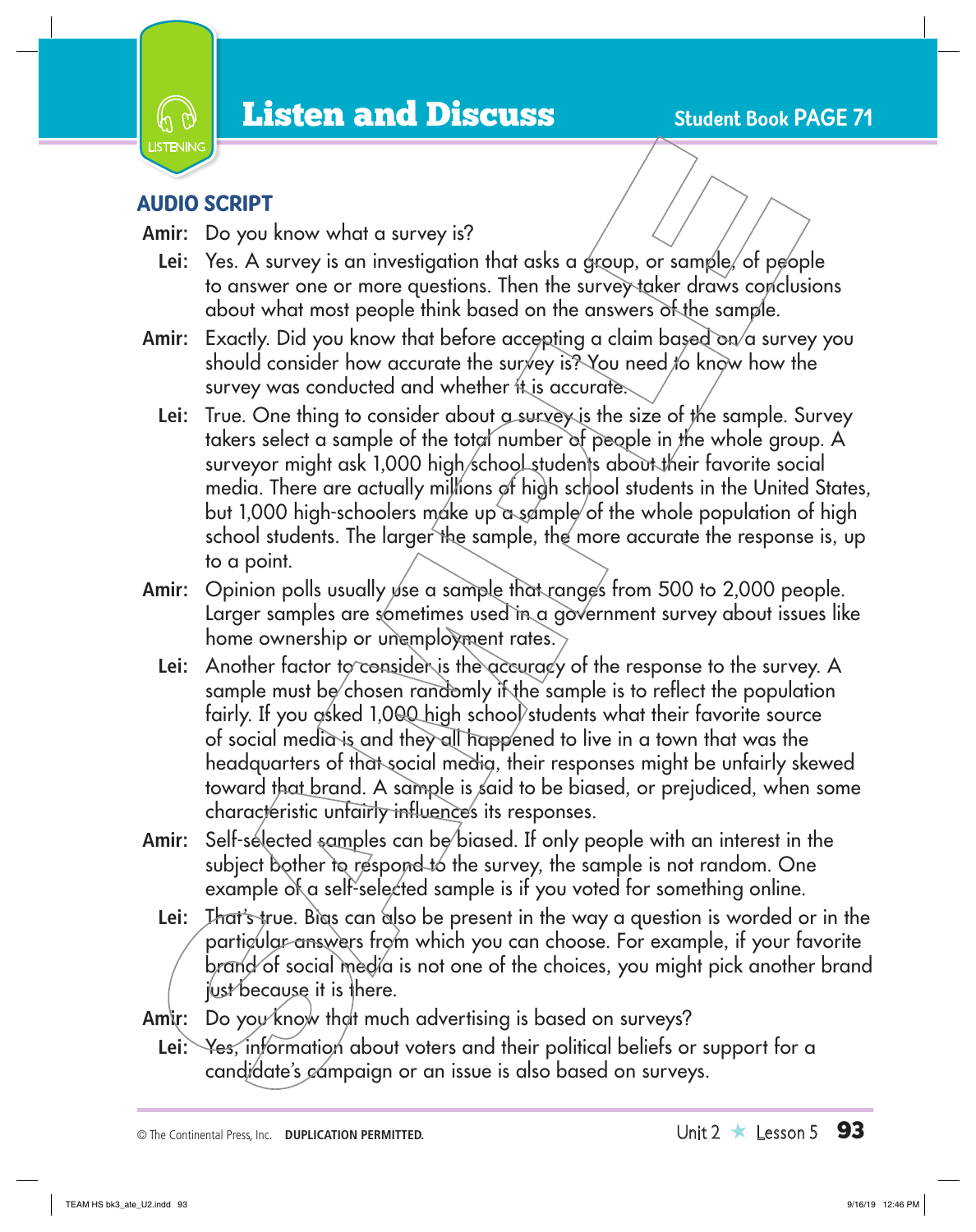# Listen and Discuss

**Student Book PAGE 71**

## AUDIO SCRIPT

**Amir:** Do you know what a survey is?

**Lei:** Yes. A survey is an investigation that asks a group, or sample, of people to answer one or more questions. Then the survey taker draws conclusions about what most people think based on the answers of the sample.

**Amir:** Exactly. Did you know that before accepting a claim based on a survey you should consider how accurate the survey is? You need to know how the survey was conducted and whether it is accurate.

**Lei:** True. One thing to consider about a survey is the size of the sample. Survey takers select a sample of the total number of people in the whole group. A surveyor might ask 1,000 high school students about their favorite social media. There are actually millions of high school students in the United States, but 1,000 high-schoolers make up a sample of the whole population of high school students. The larger the sample, the more accurate the response is, up to a point.

**Amir:** Opinion polls usually use a sample that ranges from 500 to 2,000 people. Larger samples are sometimes used in a government survey about issues like home ownership or unemployment rates.

**Lei:** Another factor to consider is the accuracy of the response to the survey. A sample must be chosen randomly if the sample is to reflect the population fairly. If you asked 1,000 high school students what their favorite source of social media is and they all happened to live in a town that was the headquarters of that social media, their responses might be unfairly skewed toward that brand. A sample is said to be biased, or prejudiced, when some characteristic unfairly influences its responses.

**Amir:** Self-selected samples can be biased. If only people with an interest in the subject bother to respond to the survey, the sample is not random. One example of a self-selected sample is if you voted for something online.

**Lei:** That's true. Bias can also be present in the way a question is worded or in the particular answers from which you can choose. For example, if your favorite brand of social media is not one of the choices, you might pick another brand just because it is there.

**Amir:** Do you know that much advertising is based on surveys?

**Lei:** Yes, information about voters and their political beliefs or support for a candidate's campaign or an issue is also based on surveys.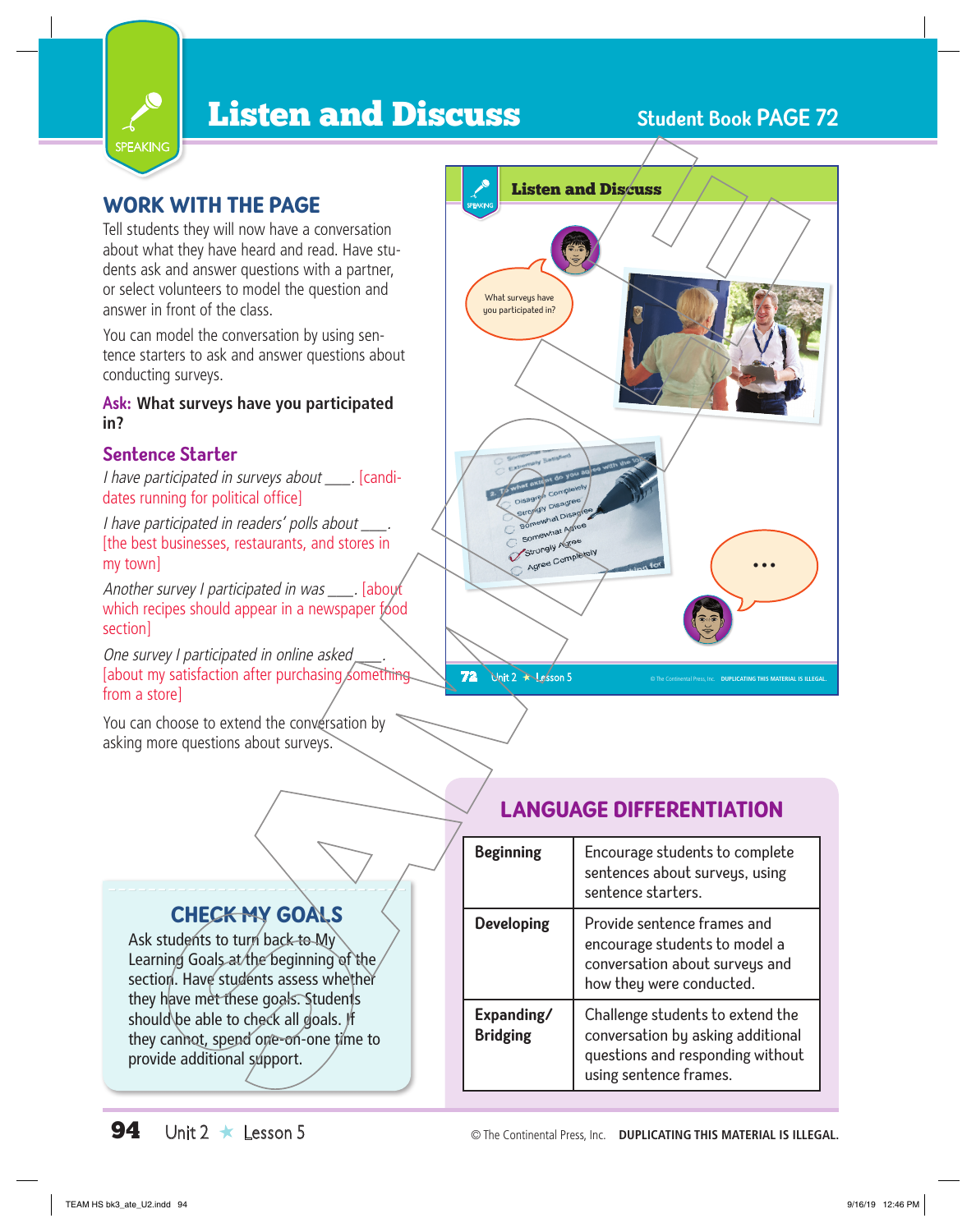# Listen and Discuss

SPEAKING

Student Book PAGE 72

## WORK WITH THE PAGE

Tell students they will now have a conversation about what they have heard and read. Have students ask and answer questions with a partner, or select volunteers to model the question and answer in front of the class.

You can model the conversation by using sentence starters to ask and answer questions about conducting surveys.

**Ask: What surveys have you participated in?**

### Sentence Starter

*I have participated in surveys about ___.* [candidates running for political office]

*I have participated in readers' polls about ___.* [the best businesses, restaurants, and stores in my town]

*Another survey I participated in was ___.* [about which recipes should appear in a newspaper food section]

*One survey I participated in online asked ___.* [about my satisfaction after purchasing something from a store]

You can choose to extend the conversation by asking more questions about surveys.

Listen and Discuss

What surveys have you participated in?

...

### CHECK MY GOALS

Ask students to turn back to My Learning Goals at the beginning of the section. Have students assess whether they have met these goals. Students should be able to check all goals. If they cannot, spend one-on-one time to provide additional support.

## LANGUAGE DIFFERENTIATION

| | |
|---|---|
| **Beginning** | Encourage students to complete sentences about surveys, using sentence starters. |
| **Developing** | Provide sentence frames and encourage students to model a conversation about surveys and how they were conducted. |
| **Expanding/ Bridging** | Challenge students to extend the conversation by asking additional questions and responding without using sentence frames. |